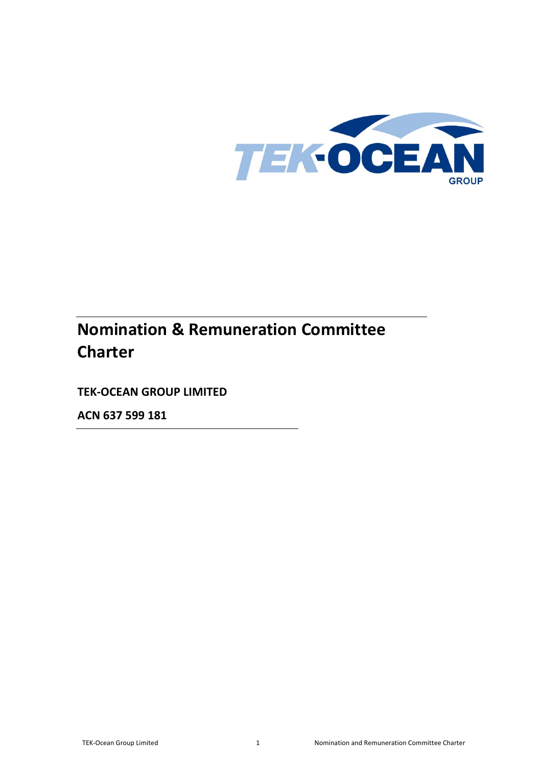# Nomination & Remuneration Committee Charter

**TEK-OCEAN GROUP LIMITED**

**ACN 637 599 181**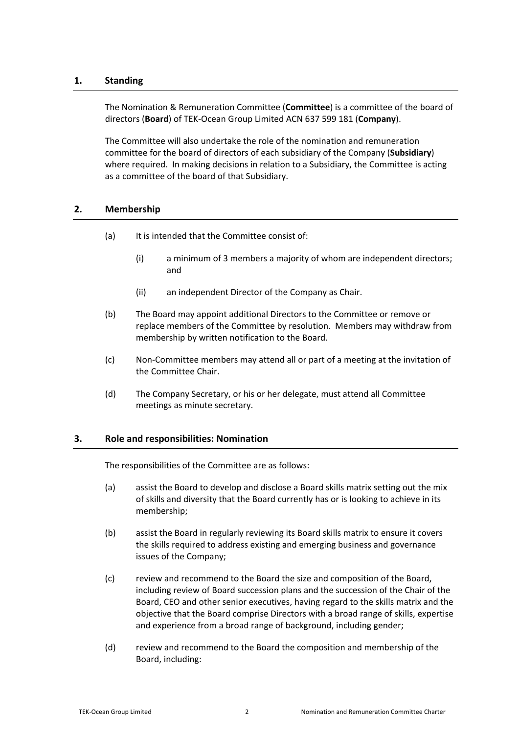## 1. Standing

The Nomination & Remuneration Committee (**Committee**) is a committee of the board of directors (**Board**) of TEK-Ocean Group Limited ACN 637 599 181 (**Company**).

The Committee will also undertake the role of the nomination and remuneration committee for the board of directors of each subsidiary of the Company (**Subsidiary**) where required. In making decisions in relation to a Subsidiary, the Committee is acting as a committee of the board of that Subsidiary.

## 2. Membership

(a) It is intended that the Committee consist of:

(i) a minimum of 3 members a majority of whom are independent directors; and

(ii) an independent Director of the Company as Chair.

(b) The Board may appoint additional Directors to the Committee or remove or replace members of the Committee by resolution. Members may withdraw from membership by written notification to the Board.

(c) Non-Committee members may attend all or part of a meeting at the invitation of the Committee Chair.

(d) The Company Secretary, or his or her delegate, must attend all Committee meetings as minute secretary.

## 3. Role and responsibilities: Nomination

The responsibilities of the Committee are as follows:

(a) assist the Board to develop and disclose a Board skills matrix setting out the mix of skills and diversity that the Board currently has or is looking to achieve in its membership;

(b) assist the Board in regularly reviewing its Board skills matrix to ensure it covers the skills required to address existing and emerging business and governance issues of the Company;

(c) review and recommend to the Board the size and composition of the Board, including review of Board succession plans and the succession of the Chair of the Board, CEO and other senior executives, having regard to the skills matrix and the objective that the Board comprise Directors with a broad range of skills, expertise and experience from a broad range of background, including gender;

(d) review and recommend to the Board the composition and membership of the Board, including: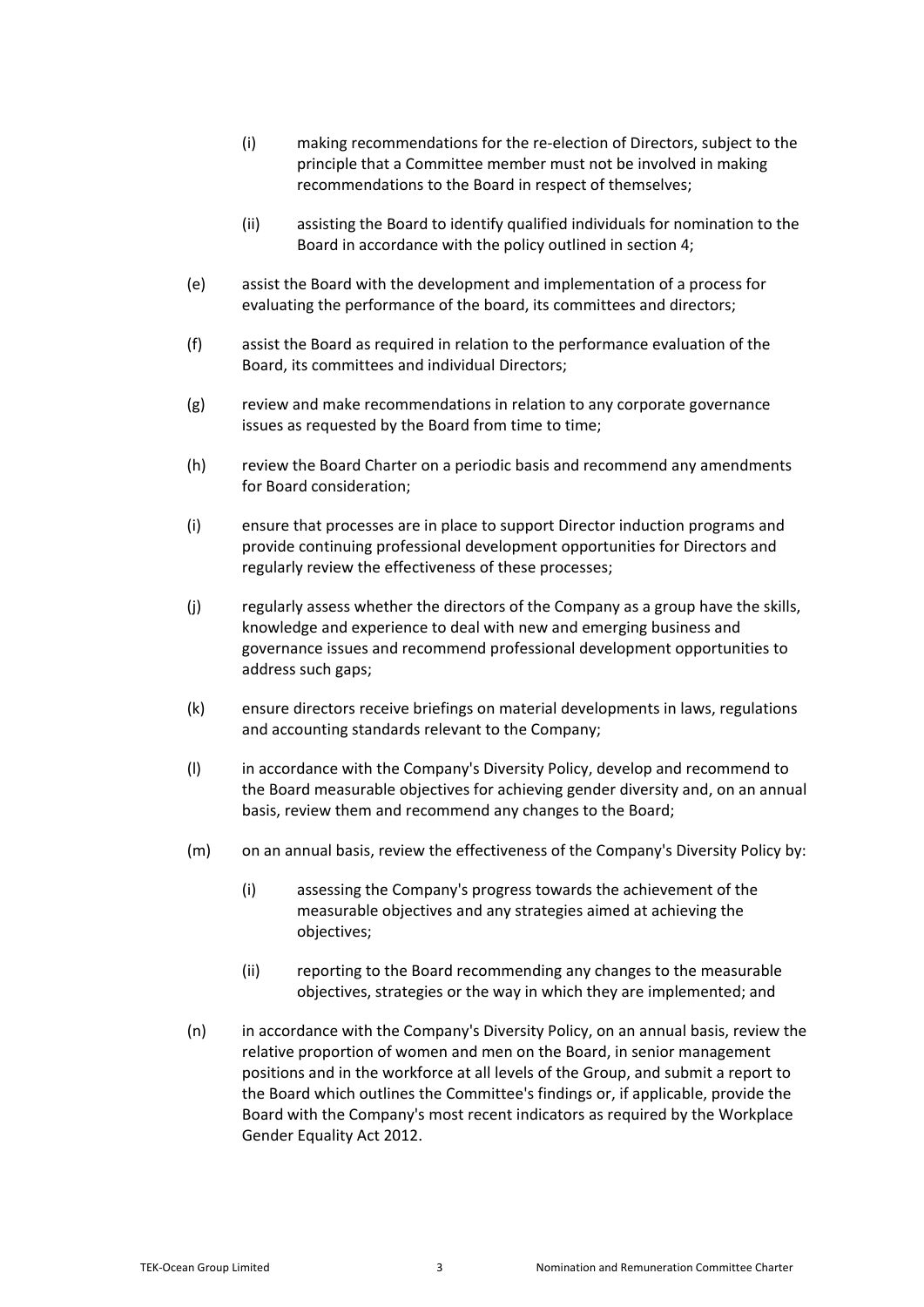(i) making recommendations for the re-election of Directors, subject to the principle that a Committee member must not be involved in making recommendations to the Board in respect of themselves;

(ii) assisting the Board to identify qualified individuals for nomination to the Board in accordance with the policy outlined in section 4;

(e) assist the Board with the development and implementation of a process for evaluating the performance of the board, its committees and directors;

(f) assist the Board as required in relation to the performance evaluation of the Board, its committees and individual Directors;

(g) review and make recommendations in relation to any corporate governance issues as requested by the Board from time to time;

(h) review the Board Charter on a periodic basis and recommend any amendments for Board consideration;

(i) ensure that processes are in place to support Director induction programs and provide continuing professional development opportunities for Directors and regularly review the effectiveness of these processes;

(j) regularly assess whether the directors of the Company as a group have the skills, knowledge and experience to deal with new and emerging business and governance issues and recommend professional development opportunities to address such gaps;

(k) ensure directors receive briefings on material developments in laws, regulations and accounting standards relevant to the Company;

(l) in accordance with the Company's Diversity Policy, develop and recommend to the Board measurable objectives for achieving gender diversity and, on an annual basis, review them and recommend any changes to the Board;

(m) on an annual basis, review the effectiveness of the Company's Diversity Policy by:

(i) assessing the Company's progress towards the achievement of the measurable objectives and any strategies aimed at achieving the objectives;

(ii) reporting to the Board recommending any changes to the measurable objectives, strategies or the way in which they are implemented; and

(n) in accordance with the Company's Diversity Policy, on an annual basis, review the relative proportion of women and men on the Board, in senior management positions and in the workforce at all levels of the Group, and submit a report to the Board which outlines the Committee's findings or, if applicable, provide the Board with the Company's most recent indicators as required by the Workplace Gender Equality Act 2012.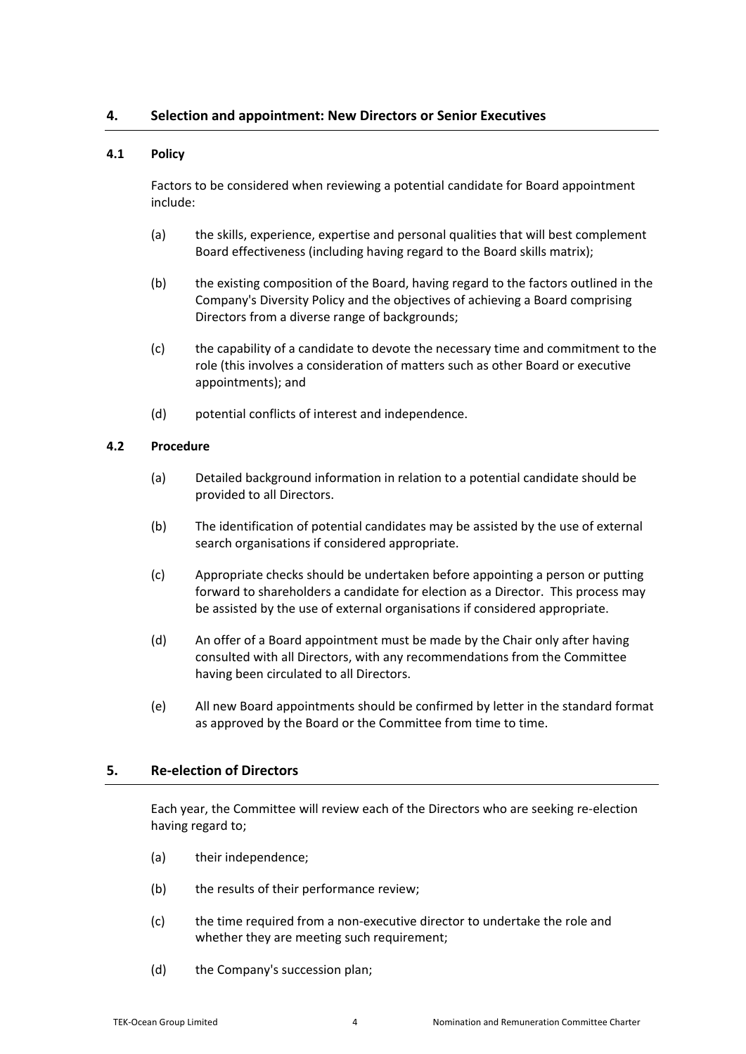## 4. Selection and appointment: New Directors or Senior Executives

### 4.1 Policy

Factors to be considered when reviewing a potential candidate for Board appointment include:

(a) the skills, experience, expertise and personal qualities that will best complement Board effectiveness (including having regard to the Board skills matrix);

(b) the existing composition of the Board, having regard to the factors outlined in the Company's Diversity Policy and the objectives of achieving a Board comprising Directors from a diverse range of backgrounds;

(c) the capability of a candidate to devote the necessary time and commitment to the role (this involves a consideration of matters such as other Board or executive appointments); and

(d) potential conflicts of interest and independence.

### 4.2 Procedure

(a) Detailed background information in relation to a potential candidate should be provided to all Directors.

(b) The identification of potential candidates may be assisted by the use of external search organisations if considered appropriate.

(c) Appropriate checks should be undertaken before appointing a person or putting forward to shareholders a candidate for election as a Director. This process may be assisted by the use of external organisations if considered appropriate.

(d) An offer of a Board appointment must be made by the Chair only after having consulted with all Directors, with any recommendations from the Committee having been circulated to all Directors.

(e) All new Board appointments should be confirmed by letter in the standard format as approved by the Board or the Committee from time to time.

## 5. Re-election of Directors

Each year, the Committee will review each of the Directors who are seeking re-election having regard to;

(a) their independence;

(b) the results of their performance review;

(c) the time required from a non-executive director to undertake the role and whether they are meeting such requirement;

(d) the Company's succession plan;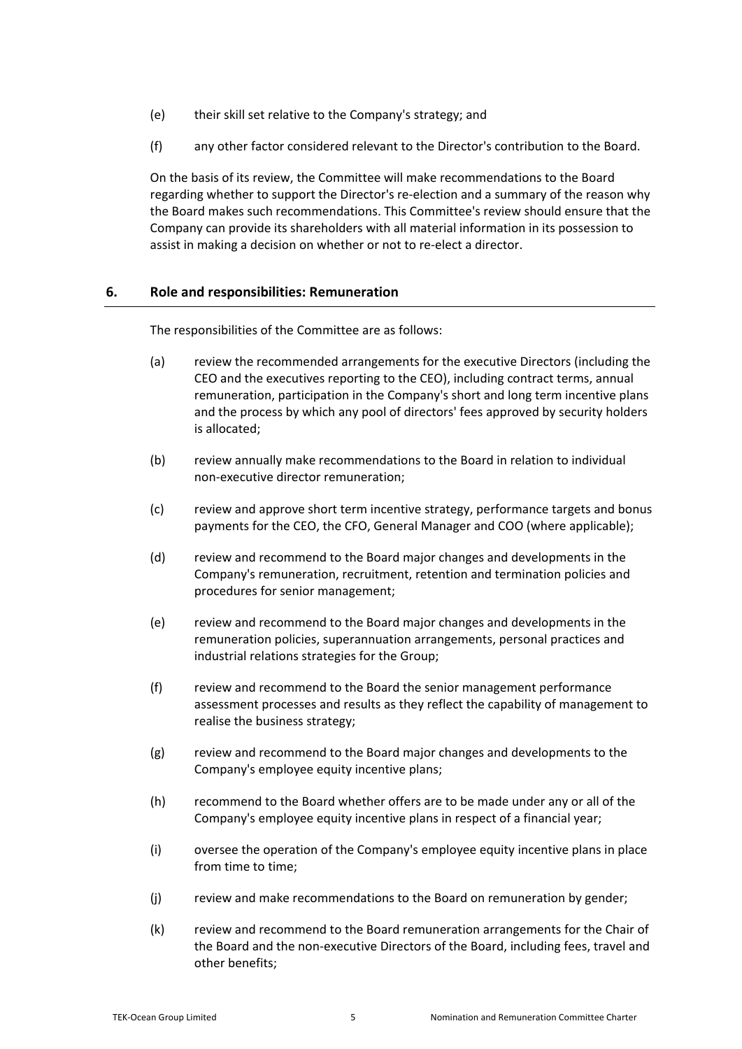(e) their skill set relative to the Company's strategy; and

(f) any other factor considered relevant to the Director's contribution to the Board.

On the basis of its review, the Committee will make recommendations to the Board regarding whether to support the Director's re-election and a summary of the reason why the Board makes such recommendations. This Committee's review should ensure that the Company can provide its shareholders with all material information in its possession to assist in making a decision on whether or not to re-elect a director.

## 6. Role and responsibilities: Remuneration

The responsibilities of the Committee are as follows:

(a) review the recommended arrangements for the executive Directors (including the CEO and the executives reporting to the CEO), including contract terms, annual remuneration, participation in the Company's short and long term incentive plans and the process by which any pool of directors' fees approved by security holders is allocated;

(b) review annually make recommendations to the Board in relation to individual non-executive director remuneration;

(c) review and approve short term incentive strategy, performance targets and bonus payments for the CEO, the CFO, General Manager and COO (where applicable);

(d) review and recommend to the Board major changes and developments in the Company's remuneration, recruitment, retention and termination policies and procedures for senior management;

(e) review and recommend to the Board major changes and developments in the remuneration policies, superannuation arrangements, personal practices and industrial relations strategies for the Group;

(f) review and recommend to the Board the senior management performance assessment processes and results as they reflect the capability of management to realise the business strategy;

(g) review and recommend to the Board major changes and developments to the Company's employee equity incentive plans;

(h) recommend to the Board whether offers are to be made under any or all of the Company's employee equity incentive plans in respect of a financial year;

(i) oversee the operation of the Company's employee equity incentive plans in place from time to time;

(j) review and make recommendations to the Board on remuneration by gender;

(k) review and recommend to the Board remuneration arrangements for the Chair of the Board and the non-executive Directors of the Board, including fees, travel and other benefits;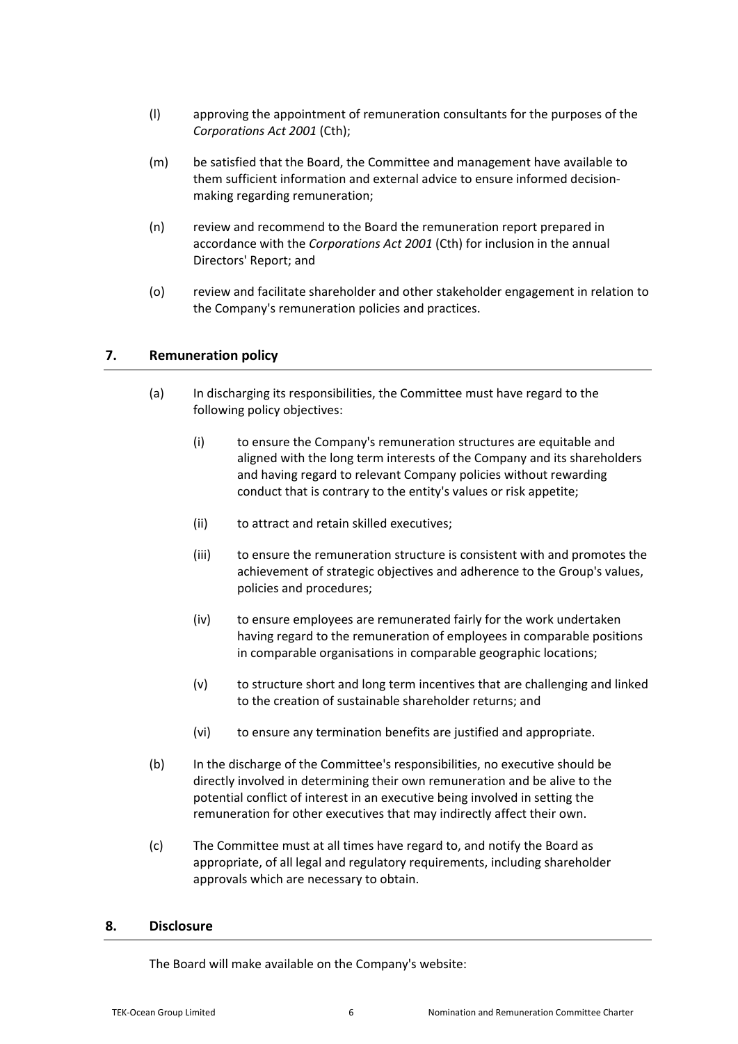(l) approving the appointment of remuneration consultants for the purposes of the *Corporations Act 2001* (Cth);

(m) be satisfied that the Board, the Committee and management have available to them sufficient information and external advice to ensure informed decision-making regarding remuneration;

(n) review and recommend to the Board the remuneration report prepared in accordance with the *Corporations Act 2001* (Cth) for inclusion in the annual Directors' Report; and

(o) review and facilitate shareholder and other stakeholder engagement in relation to the Company's remuneration policies and practices.

## 7. Remuneration policy

(a) In discharging its responsibilities, the Committee must have regard to the following policy objectives:

(i) to ensure the Company's remuneration structures are equitable and aligned with the long term interests of the Company and its shareholders and having regard to relevant Company policies without rewarding conduct that is contrary to the entity's values or risk appetite;

(ii) to attract and retain skilled executives;

(iii) to ensure the remuneration structure is consistent with and promotes the achievement of strategic objectives and adherence to the Group's values, policies and procedures;

(iv) to ensure employees are remunerated fairly for the work undertaken having regard to the remuneration of employees in comparable positions in comparable organisations in comparable geographic locations;

(v) to structure short and long term incentives that are challenging and linked to the creation of sustainable shareholder returns; and

(vi) to ensure any termination benefits are justified and appropriate.

(b) In the discharge of the Committee's responsibilities, no executive should be directly involved in determining their own remuneration and be alive to the potential conflict of interest in an executive being involved in setting the remuneration for other executives that may indirectly affect their own.

(c) The Committee must at all times have regard to, and notify the Board as appropriate, of all legal and regulatory requirements, including shareholder approvals which are necessary to obtain.

## 8. Disclosure

The Board will make available on the Company's website: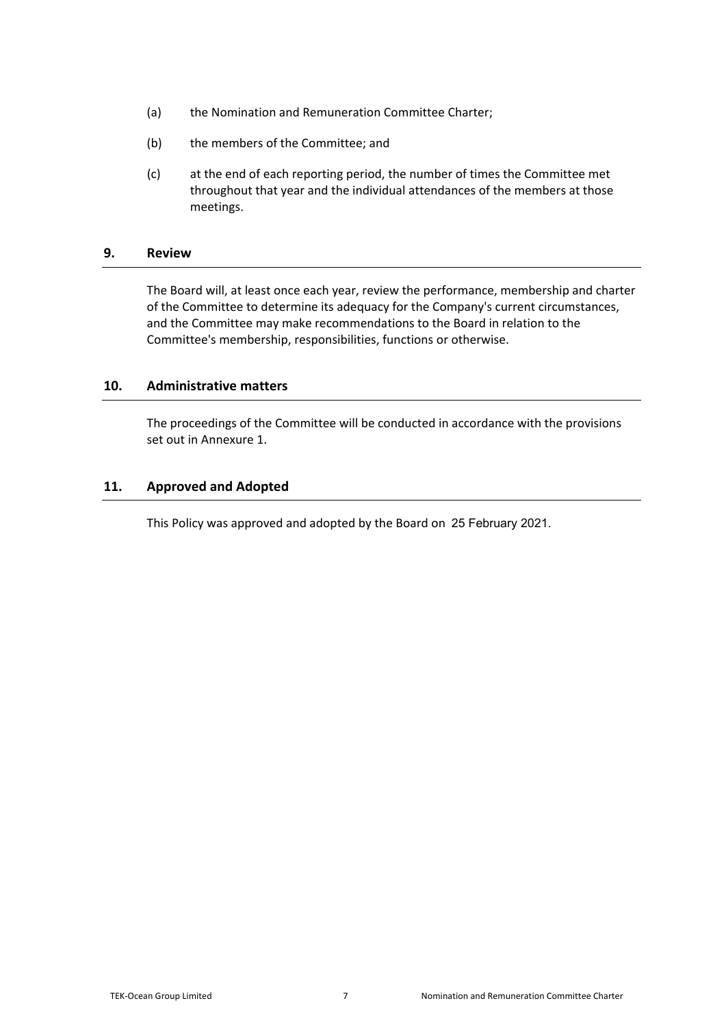(a) the Nomination and Remuneration Committee Charter;

(b) the members of the Committee; and

(c) at the end of each reporting period, the number of times the Committee met throughout that year and the individual attendances of the members at those meetings.

## 9. Review

The Board will, at least once each year, review the performance, membership and charter of the Committee to determine its adequacy for the Company's current circumstances, and the Committee may make recommendations to the Board in relation to the Committee's membership, responsibilities, functions or otherwise.

## 10. Administrative matters

The proceedings of the Committee will be conducted in accordance with the provisions set out in Annexure 1.

## 11. Approved and Adopted

This Policy was approved and adopted by the Board on 25 February 2021.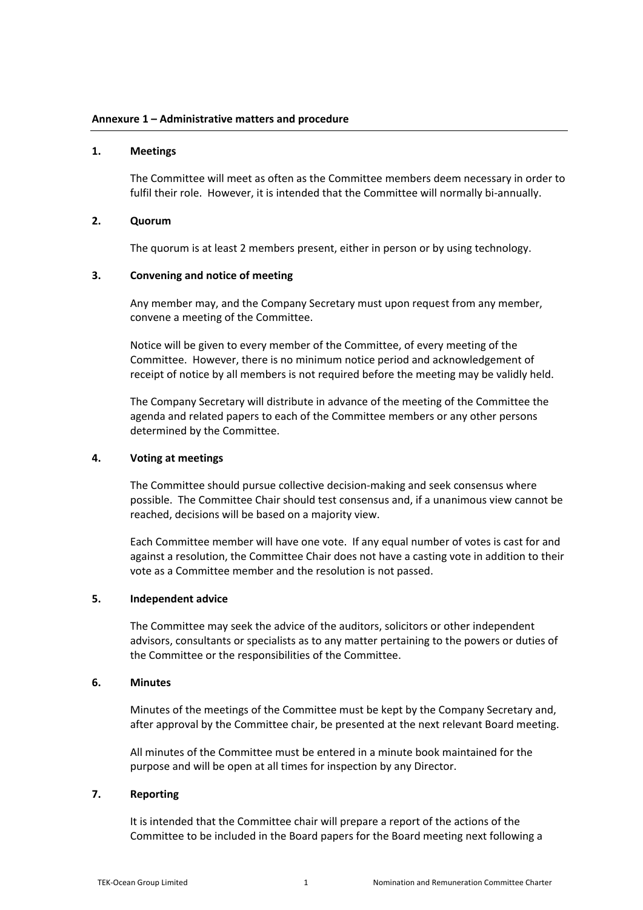**Annexure 1 – Administrative matters and procedure**

## 1. Meetings

The Committee will meet as often as the Committee members deem necessary in order to fulfil their role. However, it is intended that the Committee will normally bi-annually.

## 2. Quorum

The quorum is at least 2 members present, either in person or by using technology.

## 3. Convening and notice of meeting

Any member may, and the Company Secretary must upon request from any member, convene a meeting of the Committee.

Notice will be given to every member of the Committee, of every meeting of the Committee. However, there is no minimum notice period and acknowledgement of receipt of notice by all members is not required before the meeting may be validly held.

The Company Secretary will distribute in advance of the meeting of the Committee the agenda and related papers to each of the Committee members or any other persons determined by the Committee.

## 4. Voting at meetings

The Committee should pursue collective decision-making and seek consensus where possible. The Committee Chair should test consensus and, if a unanimous view cannot be reached, decisions will be based on a majority view.

Each Committee member will have one vote. If any equal number of votes is cast for and against a resolution, the Committee Chair does not have a casting vote in addition to their vote as a Committee member and the resolution is not passed.

## 5. Independent advice

The Committee may seek the advice of the auditors, solicitors or other independent advisors, consultants or specialists as to any matter pertaining to the powers or duties of the Committee or the responsibilities of the Committee.

## 6. Minutes

Minutes of the meetings of the Committee must be kept by the Company Secretary and, after approval by the Committee chair, be presented at the next relevant Board meeting.

All minutes of the Committee must be entered in a minute book maintained for the purpose and will be open at all times for inspection by any Director.

## 7. Reporting

It is intended that the Committee chair will prepare a report of the actions of the Committee to be included in the Board papers for the Board meeting next following a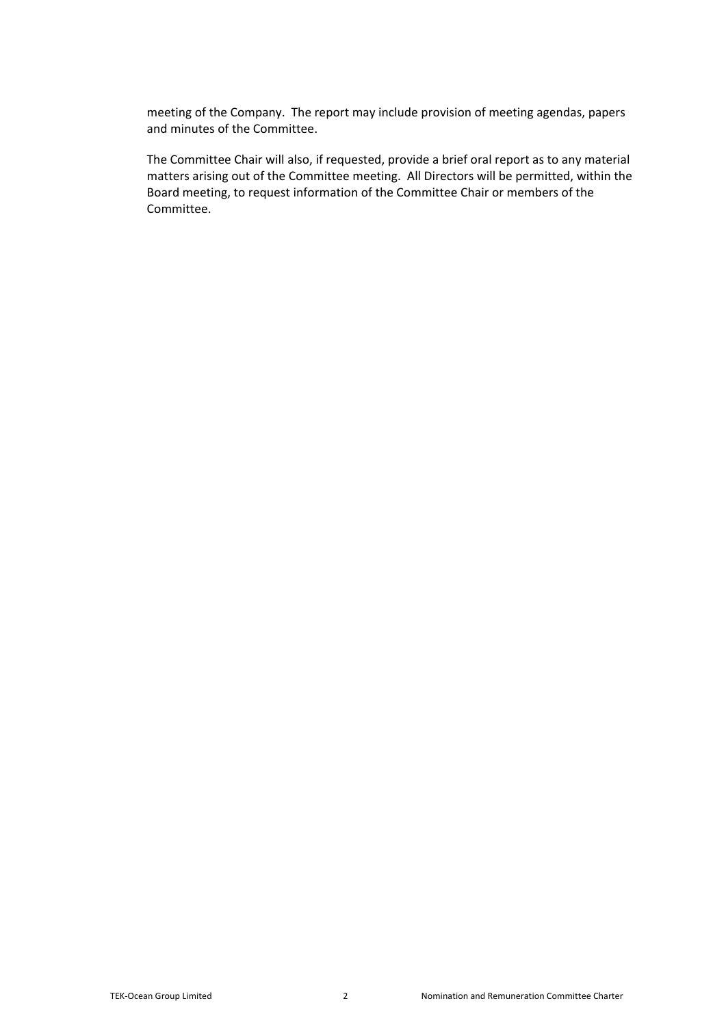meeting of the Company. The report may include provision of meeting agendas, papers and minutes of the Committee.

The Committee Chair will also, if requested, provide a brief oral report as to any material matters arising out of the Committee meeting. All Directors will be permitted, within the Board meeting, to request information of the Committee Chair or members of the Committee.